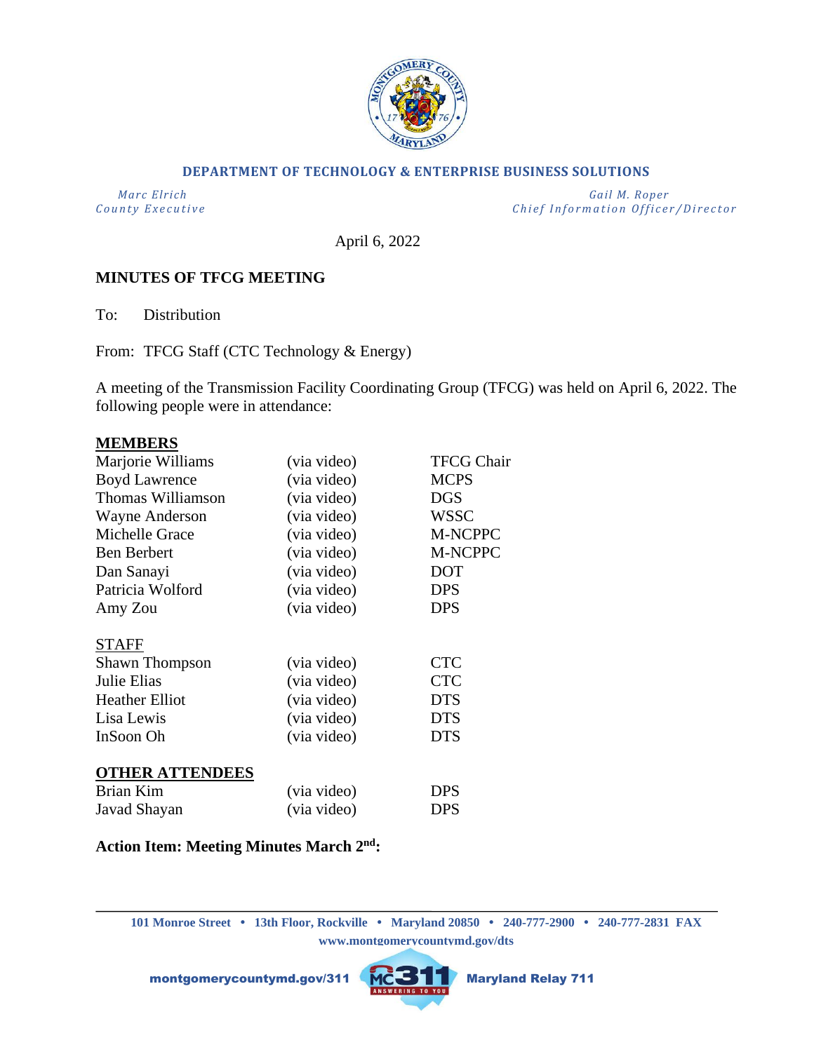**DEPARTMENT OF TECHNOLOGY & ENTERPRISE BUSINESS SOLUTIONS**

*Marc Elrich*
*County Executive*

*Gail M. Roper*
*Chief Information Officer/Director*

April 6, 2022

**MINUTES OF TFCG MEETING**

To: Distribution

From: TFCG Staff (CTC Technology & Energy)

A meeting of the Transmission Facility Coordinating Group (TFCG) was held on April 6, 2022. The following people were in attendance:

**MEMBERS**

| | | |
|---|---|---|
| Marjorie Williams | (via video) | TFCG Chair |
| Boyd Lawrence | (via video) | MCPS |
| Thomas Williamson | (via video) | DGS |
| Wayne Anderson | (via video) | WSSC |
| Michelle Grace | (via video) | M-NCPPC |
| Ben Berbert | (via video) | M-NCPPC |
| Dan Sanayi | (via video) | DOT |
| Patricia Wolford | (via video) | DPS |
| Amy Zou | (via video) | DPS |

STAFF

| | | |
|---|---|---|
| Shawn Thompson | (via video) | CTC |
| Julie Elias | (via video) | CTC |
| Heather Elliot | (via video) | DTS |
| Lisa Lewis | (via video) | DTS |
| InSoon Oh | (via video) | DTS |

**OTHER ATTENDEES**

| | | |
|---|---|---|
| Brian Kim | (via video) | DPS |
| Javad Shayan | (via video) | DPS |

**Action Item: Meeting Minutes March 2nd:**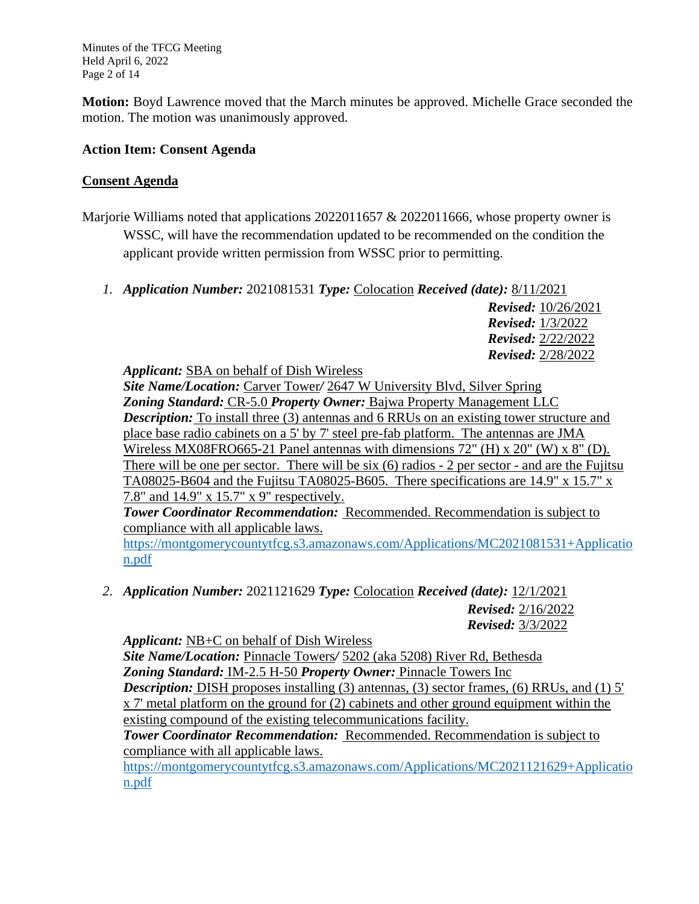**Motion:** Boyd Lawrence moved that the March minutes be approved. Michelle Grace seconded the motion. The motion was unanimously approved.

**Action Item: Consent Agenda**

**Consent Agenda**

Marjorie Williams noted that applications 2022011657 & 2022011666, whose property owner is WSSC, will have the recommendation updated to be recommended on the condition the applicant provide written permission from WSSC prior to permitting.

1. ***Application Number:*** 2021081531 ***Type:*** Colocation ***Received (date):*** 8/11/2021
   ***Revised:*** 10/26/2021
   ***Revised:*** 1/3/2022
   ***Revised:*** 2/22/2022
   ***Revised:*** 2/28/2022
   ***Applicant:*** SBA on behalf of Dish Wireless
   ***Site Name/Location:*** Carver Tower/ 2647 W University Blvd, Silver Spring
   ***Zoning Standard:*** CR-5.0 ***Property Owner:*** Bajwa Property Management LLC
   ***Description:*** To install three (3) antennas and 6 RRUs on an existing tower structure and place base radio cabinets on a 5' by 7' steel pre-fab platform. The antennas are JMA Wireless MX08FRO665-21 Panel antennas with dimensions 72" (H) x 20" (W) x 8" (D). There will be one per sector. There will be six (6) radios - 2 per sector - and are the Fujitsu TA08025-B604 and the Fujitsu TA08025-B605. There specifications are 14.9" x 15.7" x 7.8" and 14.9" x 15.7" x 9" respectively.
   ***Tower Coordinator Recommendation:*** Recommended. Recommendation is subject to compliance with all applicable laws.
   https://montgomerycountytfcg.s3.amazonaws.com/Applications/MC2021081531+Application.pdf

2. ***Application Number:*** 2021121629 ***Type:*** Colocation ***Received (date):*** 12/1/2021
   ***Revised:*** 2/16/2022
   ***Revised:*** 3/3/2022
   ***Applicant:*** NB+C on behalf of Dish Wireless
   ***Site Name/Location:*** Pinnacle Towers/ 5202 (aka 5208) River Rd, Bethesda
   ***Zoning Standard:*** IM-2.5 H-50 ***Property Owner:*** Pinnacle Towers Inc
   ***Description:*** DISH proposes installing (3) antennas, (3) sector frames, (6) RRUs, and (1) 5' x 7' metal platform on the ground for (2) cabinets and other ground equipment within the existing compound of the existing telecommunications facility.
   ***Tower Coordinator Recommendation:*** Recommended. Recommendation is subject to compliance with all applicable laws.
   https://montgomerycountytfcg.s3.amazonaws.com/Applications/MC2021121629+Application.pdf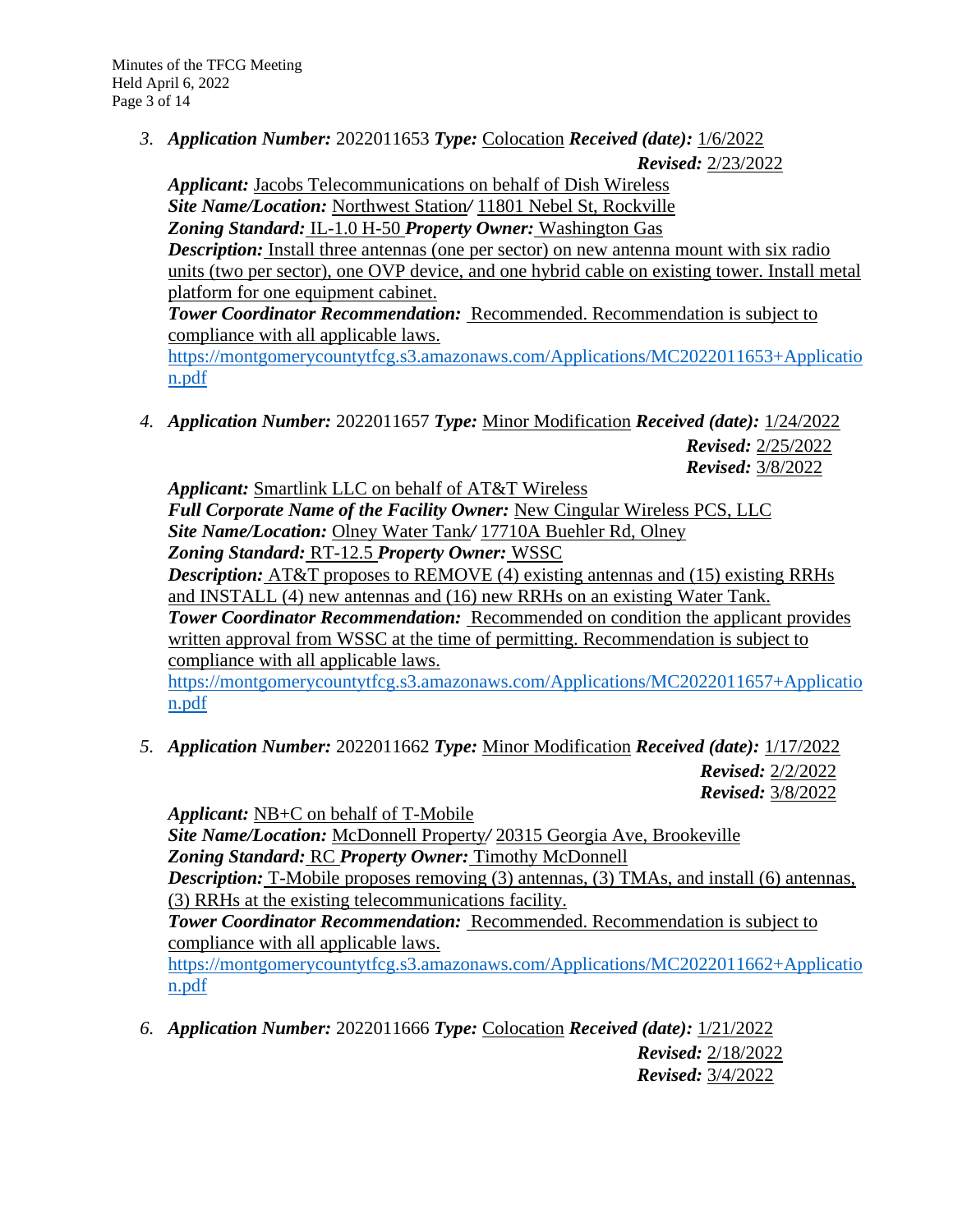3. ***Application Number:*** 2022011653 ***Type:*** Colocation ***Received (date):*** 1/6/2022
   ***Revised:*** 2/23/2022
   ***Applicant:*** Jacobs Telecommunications on behalf of Dish Wireless
   ***Site Name/Location:*** Northwest Station/ 11801 Nebel St, Rockville
   ***Zoning Standard:*** IL-1.0 H-50 ***Property Owner:*** Washington Gas
   ***Description:*** Install three antennas (one per sector) on new antenna mount with six radio units (two per sector), one OVP device, and one hybrid cable on existing tower. Install metal platform for one equipment cabinet.
   ***Tower Coordinator Recommendation:*** Recommended. Recommendation is subject to compliance with all applicable laws.
   https://montgomerycountytfcg.s3.amazonaws.com/Applications/MC2022011653+Application.pdf

4. ***Application Number:*** 2022011657 ***Type:*** Minor Modification ***Received (date):*** 1/24/2022
   ***Revised:*** 2/25/2022
   ***Revised:*** 3/8/2022
   ***Applicant:*** Smartlink LLC on behalf of AT&T Wireless
   ***Full Corporate Name of the Facility Owner:*** New Cingular Wireless PCS, LLC
   ***Site Name/Location:*** Olney Water Tank/ 17710A Buehler Rd, Olney
   ***Zoning Standard:*** RT-12.5 ***Property Owner:*** WSSC
   ***Description:*** AT&T proposes to REMOVE (4) existing antennas and (15) existing RRHs and INSTALL (4) new antennas and (16) new RRHs on an existing Water Tank.
   ***Tower Coordinator Recommendation:*** Recommended on condition the applicant provides written approval from WSSC at the time of permitting. Recommendation is subject to compliance with all applicable laws.
   https://montgomerycountytfcg.s3.amazonaws.com/Applications/MC2022011657+Application.pdf

5. ***Application Number:*** 2022011662 ***Type:*** Minor Modification ***Received (date):*** 1/17/2022
   ***Revised:*** 2/2/2022
   ***Revised:*** 3/8/2022
   ***Applicant:*** NB+C on behalf of T-Mobile
   ***Site Name/Location:*** McDonnell Property/ 20315 Georgia Ave, Brookeville
   ***Zoning Standard:*** RC ***Property Owner:*** Timothy McDonnell
   ***Description:*** T-Mobile proposes removing (3) antennas, (3) TMAs, and install (6) antennas, (3) RRHs at the existing telecommunications facility.
   ***Tower Coordinator Recommendation:*** Recommended. Recommendation is subject to compliance with all applicable laws.
   https://montgomerycountytfcg.s3.amazonaws.com/Applications/MC2022011662+Application.pdf

6. ***Application Number:*** 2022011666 ***Type:*** Colocation ***Received (date):*** 1/21/2022
   ***Revised:*** 2/18/2022
   ***Revised:*** 3/4/2022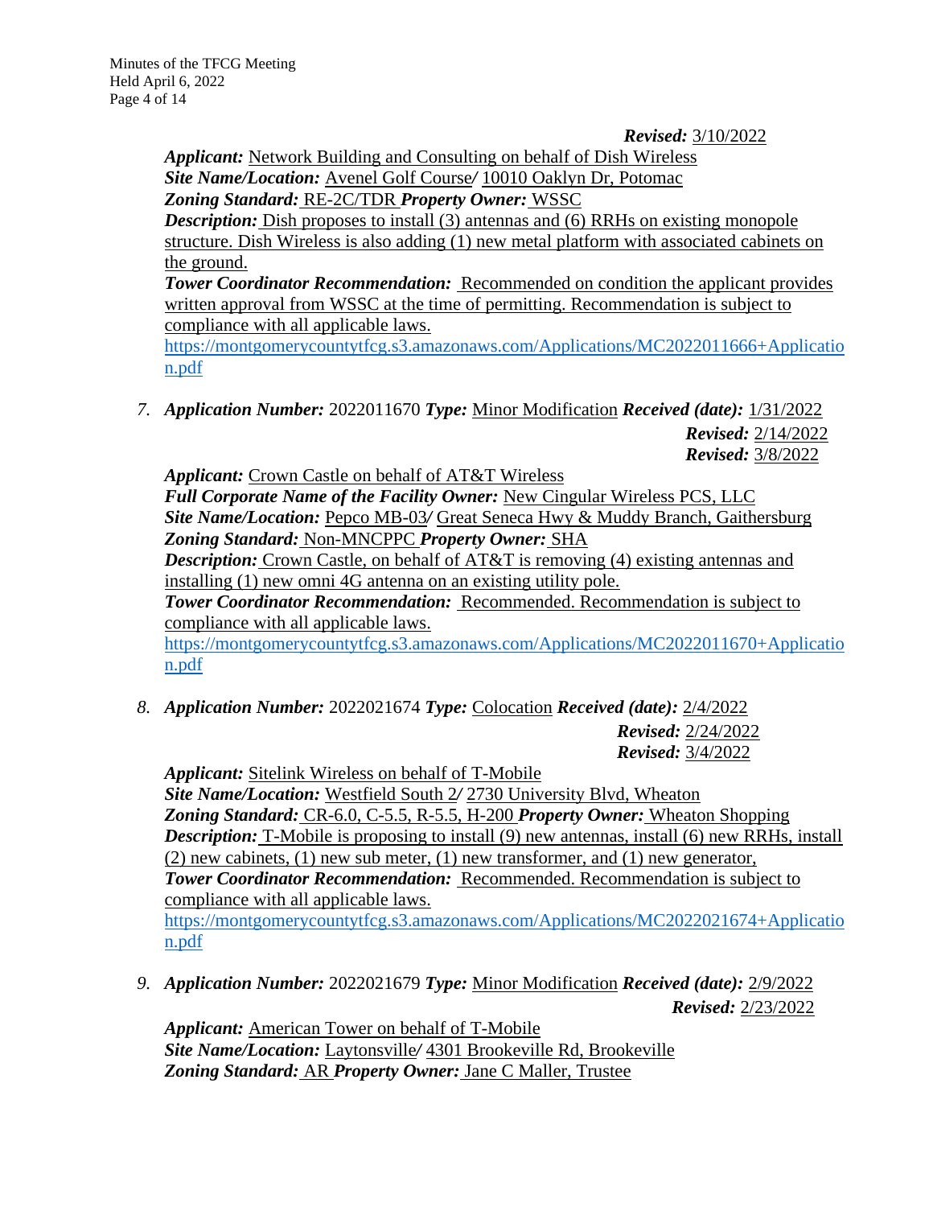***Revised:*** 3/10/2022

***Applicant:*** Network Building and Consulting on behalf of Dish Wireless
***Site Name/Location:*** Avenel Golf Course/ 10010 Oaklyn Dr, Potomac
***Zoning Standard:*** RE-2C/TDR ***Property Owner:*** WSSC
***Description:*** Dish proposes to install (3) antennas and (6) RRHs on existing monopole structure. Dish Wireless is also adding (1) new metal platform with associated cabinets on the ground.
***Tower Coordinator Recommendation:*** Recommended on condition the applicant provides written approval from WSSC at the time of permitting. Recommendation is subject to compliance with all applicable laws.
https://montgomerycountytfcg.s3.amazonaws.com/Applications/MC2022011666+Application.pdf

7. ***Application Number:*** 2022011670 ***Type:*** Minor Modification ***Received (date):*** 1/31/2022
***Revised:*** 2/14/2022
***Revised:*** 3/8/2022
***Applicant:*** Crown Castle on behalf of AT&T Wireless
***Full Corporate Name of the Facility Owner:*** New Cingular Wireless PCS, LLC
***Site Name/Location:*** Pepco MB-03/ Great Seneca Hwy & Muddy Branch, Gaithersburg
***Zoning Standard:*** Non-MNCPPC ***Property Owner:*** SHA
***Description:*** Crown Castle, on behalf of AT&T is removing (4) existing antennas and installing (1) new omni 4G antenna on an existing utility pole.
***Tower Coordinator Recommendation:*** Recommended. Recommendation is subject to compliance with all applicable laws.
https://montgomerycountytfcg.s3.amazonaws.com/Applications/MC2022011670+Application.pdf

8. ***Application Number:*** 2022021674 ***Type:*** Colocation ***Received (date):*** 2/4/2022
***Revised:*** 2/24/2022
***Revised:*** 3/4/2022
***Applicant:*** Sitelink Wireless on behalf of T-Mobile
***Site Name/Location:*** Westfield South 2/ 2730 University Blvd, Wheaton
***Zoning Standard:*** CR-6.0, C-5.5, R-5.5, H-200 ***Property Owner:*** Wheaton Shopping
***Description:*** T-Mobile is proposing to install (9) new antennas, install (6) new RRHs, install (2) new cabinets, (1) new sub meter, (1) new transformer, and (1) new generator,
***Tower Coordinator Recommendation:*** Recommended. Recommendation is subject to compliance with all applicable laws.
https://montgomerycountytfcg.s3.amazonaws.com/Applications/MC2022021674+Application.pdf

9. ***Application Number:*** 2022021679 ***Type:*** Minor Modification ***Received (date):*** 2/9/2022
***Revised:*** 2/23/2022
***Applicant:*** American Tower on behalf of T-Mobile
***Site Name/Location:*** Laytonsville/ 4301 Brookeville Rd, Brookeville
***Zoning Standard:*** AR ***Property Owner:*** Jane C Maller, Trustee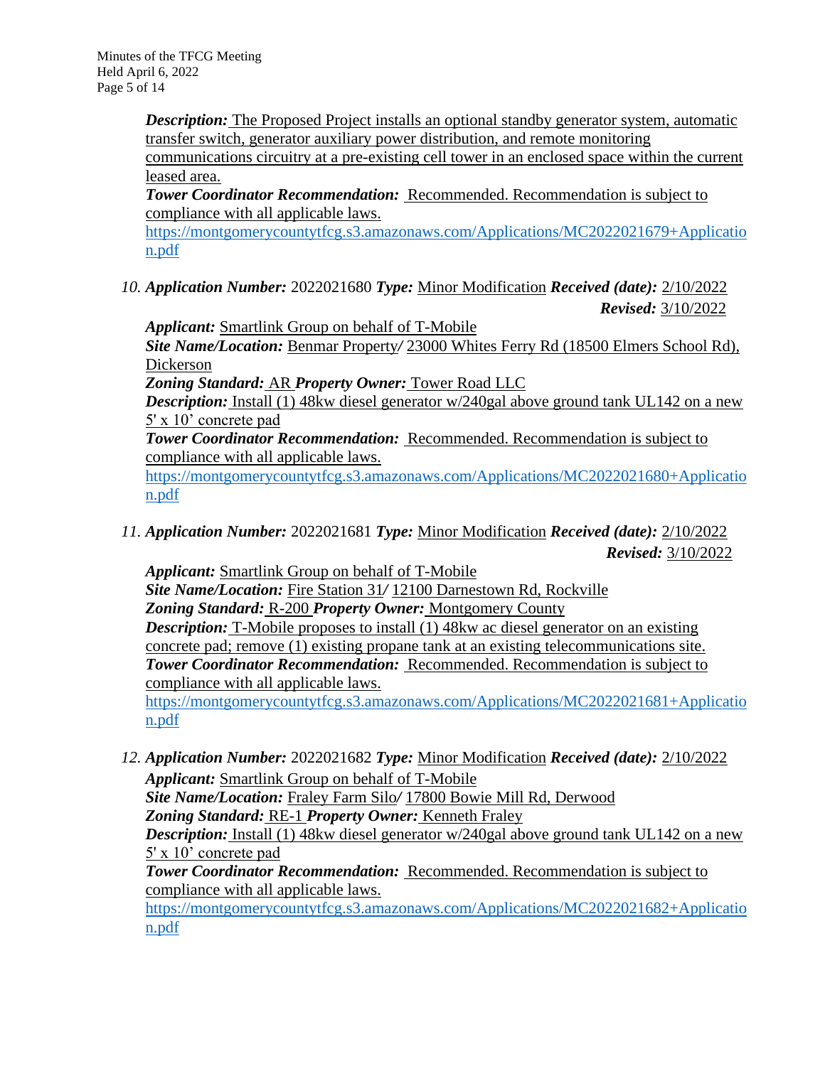***Description:*** The Proposed Project installs an optional standby generator system, automatic transfer switch, generator auxiliary power distribution, and remote monitoring communications circuitry at a pre-existing cell tower in an enclosed space within the current leased area.
***Tower Coordinator Recommendation:*** Recommended. Recommendation is subject to compliance with all applicable laws.
https://montgomerycountytfcg.s3.amazonaws.com/Applications/MC2022021679+Application.pdf

10. ***Application Number:*** 2022021680 ***Type:*** Minor Modification ***Received (date):*** 2/10/2022
***Revised:*** 3/10/2022
***Applicant:*** Smartlink Group on behalf of T-Mobile
***Site Name/Location:*** Benmar Property/ 23000 Whites Ferry Rd (18500 Elmers School Rd), Dickerson
***Zoning Standard:*** AR ***Property Owner:*** Tower Road LLC
***Description:*** Install (1) 48kw diesel generator w/240gal above ground tank UL142 on a new 5' x 10' concrete pad
***Tower Coordinator Recommendation:*** Recommended. Recommendation is subject to compliance with all applicable laws.
https://montgomerycountytfcg.s3.amazonaws.com/Applications/MC2022021680+Application.pdf

11. ***Application Number:*** 2022021681 ***Type:*** Minor Modification ***Received (date):*** 2/10/2022
***Revised:*** 3/10/2022
***Applicant:*** Smartlink Group on behalf of T-Mobile
***Site Name/Location:*** Fire Station 31/ 12100 Darnestown Rd, Rockville
***Zoning Standard:*** R-200 ***Property Owner:*** Montgomery County
***Description:*** T-Mobile proposes to install (1) 48kw ac diesel generator on an existing concrete pad; remove (1) existing propane tank at an existing telecommunications site.
***Tower Coordinator Recommendation:*** Recommended. Recommendation is subject to compliance with all applicable laws.
https://montgomerycountytfcg.s3.amazonaws.com/Applications/MC2022021681+Application.pdf

12. ***Application Number:*** 2022021682 ***Type:*** Minor Modification ***Received (date):*** 2/10/2022
***Applicant:*** Smartlink Group on behalf of T-Mobile
***Site Name/Location:*** Fraley Farm Silo/ 17800 Bowie Mill Rd, Derwood
***Zoning Standard:*** RE-1 ***Property Owner:*** Kenneth Fraley
***Description:*** Install (1) 48kw diesel generator w/240gal above ground tank UL142 on a new 5' x 10' concrete pad
***Tower Coordinator Recommendation:*** Recommended. Recommendation is subject to compliance with all applicable laws.
https://montgomerycountytfcg.s3.amazonaws.com/Applications/MC2022021682+Application.pdf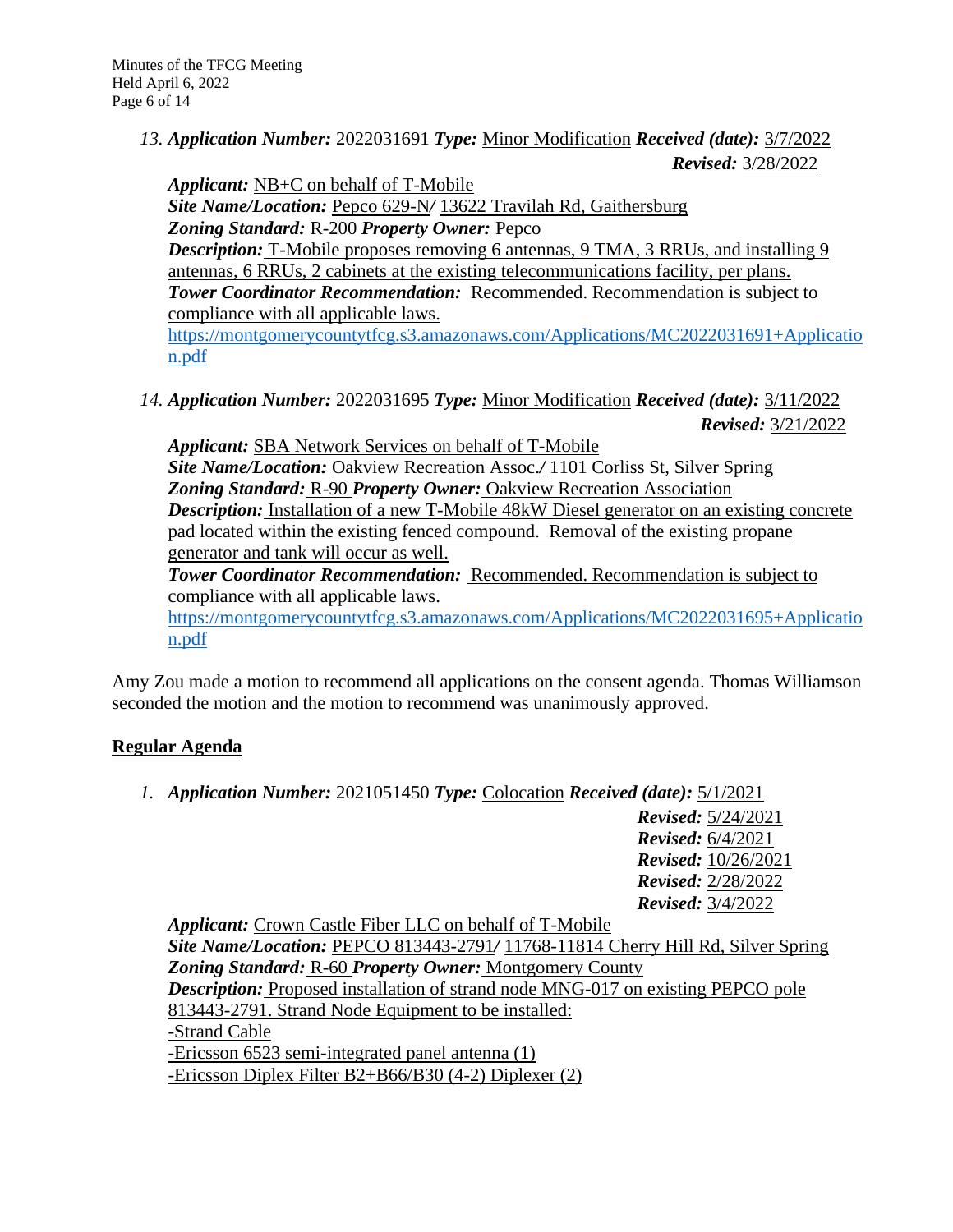13. ***Application Number:*** 2022031691 ***Type:*** Minor Modification ***Received (date):*** 3/7/2022
    ***Revised:*** 3/28/2022

    ***Applicant:*** NB+C on behalf of T-Mobile
    ***Site Name/Location:*** Pepco 629-N/ 13622 Travilah Rd, Gaithersburg
    ***Zoning Standard:*** R-200 ***Property Owner:*** Pepco
    ***Description:*** T-Mobile proposes removing 6 antennas, 9 TMA, 3 RRUs, and installing 9 antennas, 6 RRUs, 2 cabinets at the existing telecommunications facility, per plans.
    ***Tower Coordinator Recommendation:*** Recommended. Recommendation is subject to compliance with all applicable laws.
    https://montgomerycountytfcg.s3.amazonaws.com/Applications/MC2022031691+Application.pdf

14. ***Application Number:*** 2022031695 ***Type:*** Minor Modification ***Received (date):*** 3/11/2022
    ***Revised:*** 3/21/2022

    ***Applicant:*** SBA Network Services on behalf of T-Mobile
    ***Site Name/Location:*** Oakview Recreation Assoc./ 1101 Corliss St, Silver Spring
    ***Zoning Standard:*** R-90 ***Property Owner:*** Oakview Recreation Association
    ***Description:*** Installation of a new T-Mobile 48kW Diesel generator on an existing concrete pad located within the existing fenced compound. Removal of the existing propane generator and tank will occur as well.
    ***Tower Coordinator Recommendation:*** Recommended. Recommendation is subject to compliance with all applicable laws.
    https://montgomerycountytfcg.s3.amazonaws.com/Applications/MC2022031695+Application.pdf

Amy Zou made a motion to recommend all applications on the consent agenda. Thomas Williamson seconded the motion and the motion to recommend was unanimously approved.

## Regular Agenda

1. ***Application Number:*** 2021051450 ***Type:*** Colocation ***Received (date):*** 5/1/2021
    ***Revised:*** 5/24/2021
    ***Revised:*** 6/4/2021
    ***Revised:*** 10/26/2021
    ***Revised:*** 2/28/2022
    ***Revised:*** 3/4/2022

    ***Applicant:*** Crown Castle Fiber LLC on behalf of T-Mobile
    ***Site Name/Location:*** PEPCO 813443-2791/ 11768-11814 Cherry Hill Rd, Silver Spring
    ***Zoning Standard:*** R-60 ***Property Owner:*** Montgomery County
    ***Description:*** Proposed installation of strand node MNG-017 on existing PEPCO pole 813443-2791. Strand Node Equipment to be installed:
    -Strand Cable
    -Ericsson 6523 semi-integrated panel antenna (1)
    -Ericsson Diplex Filter B2+B66/B30 (4-2) Diplexer (2)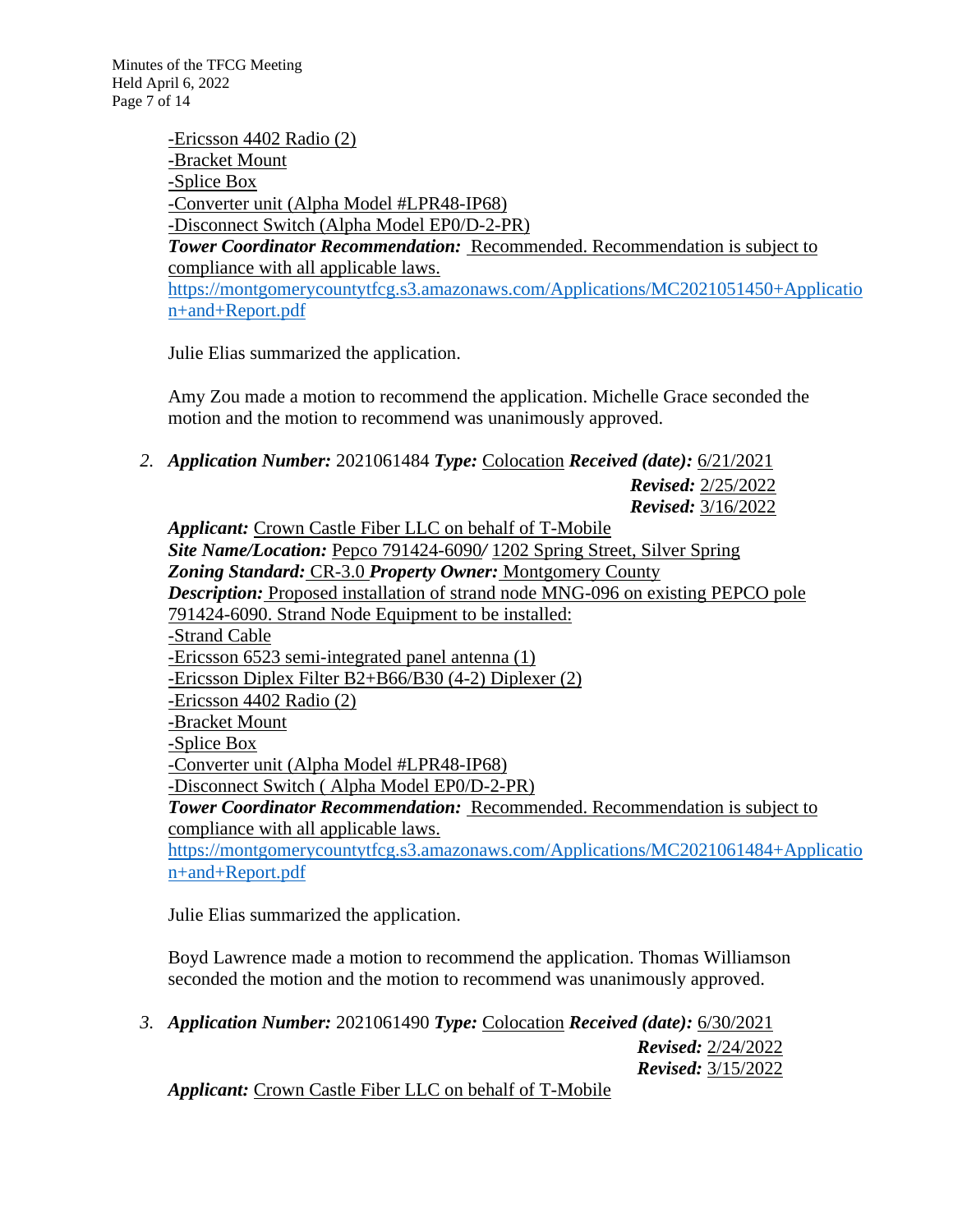-Ericsson 4402 Radio (2)
-Bracket Mount
-Splice Box
-Converter unit (Alpha Model #LPR48-IP68)
-Disconnect Switch (Alpha Model EP0/D-2-PR)
***Tower Coordinator Recommendation:*** Recommended. Recommendation is subject to compliance with all applicable laws.
https://montgomerycountytfcg.s3.amazonaws.com/Applications/MC2021051450+Application+and+Report.pdf

Julie Elias summarized the application.

Amy Zou made a motion to recommend the application. Michelle Grace seconded the motion and the motion to recommend was unanimously approved.

2. ***Application Number:*** 2021061484 ***Type:*** Colocation ***Received (date):*** 6/21/2021
***Revised:*** 2/25/2022
***Revised:*** 3/16/2022
***Applicant:*** Crown Castle Fiber LLC on behalf of T-Mobile
***Site Name/Location:*** Pepco 791424-6090/ 1202 Spring Street, Silver Spring
***Zoning Standard:*** CR-3.0 ***Property Owner:*** Montgomery County
***Description:*** Proposed installation of strand node MNG-096 on existing PEPCO pole 791424-6090. Strand Node Equipment to be installed:
-Strand Cable
-Ericsson 6523 semi-integrated panel antenna (1)
-Ericsson Diplex Filter B2+B66/B30 (4-2) Diplexer (2)
-Ericsson 4402 Radio (2)
-Bracket Mount
-Splice Box
-Converter unit (Alpha Model #LPR48-IP68)
-Disconnect Switch ( Alpha Model EP0/D-2-PR)
***Tower Coordinator Recommendation:*** Recommended. Recommendation is subject to compliance with all applicable laws.
https://montgomerycountytfcg.s3.amazonaws.com/Applications/MC2021061484+Application+and+Report.pdf

Julie Elias summarized the application.

Boyd Lawrence made a motion to recommend the application. Thomas Williamson seconded the motion and the motion to recommend was unanimously approved.

3. ***Application Number:*** 2021061490 ***Type:*** Colocation ***Received (date):*** 6/30/2021
***Revised:*** 2/24/2022
***Revised:*** 3/15/2022
***Applicant:*** Crown Castle Fiber LLC on behalf of T-Mobile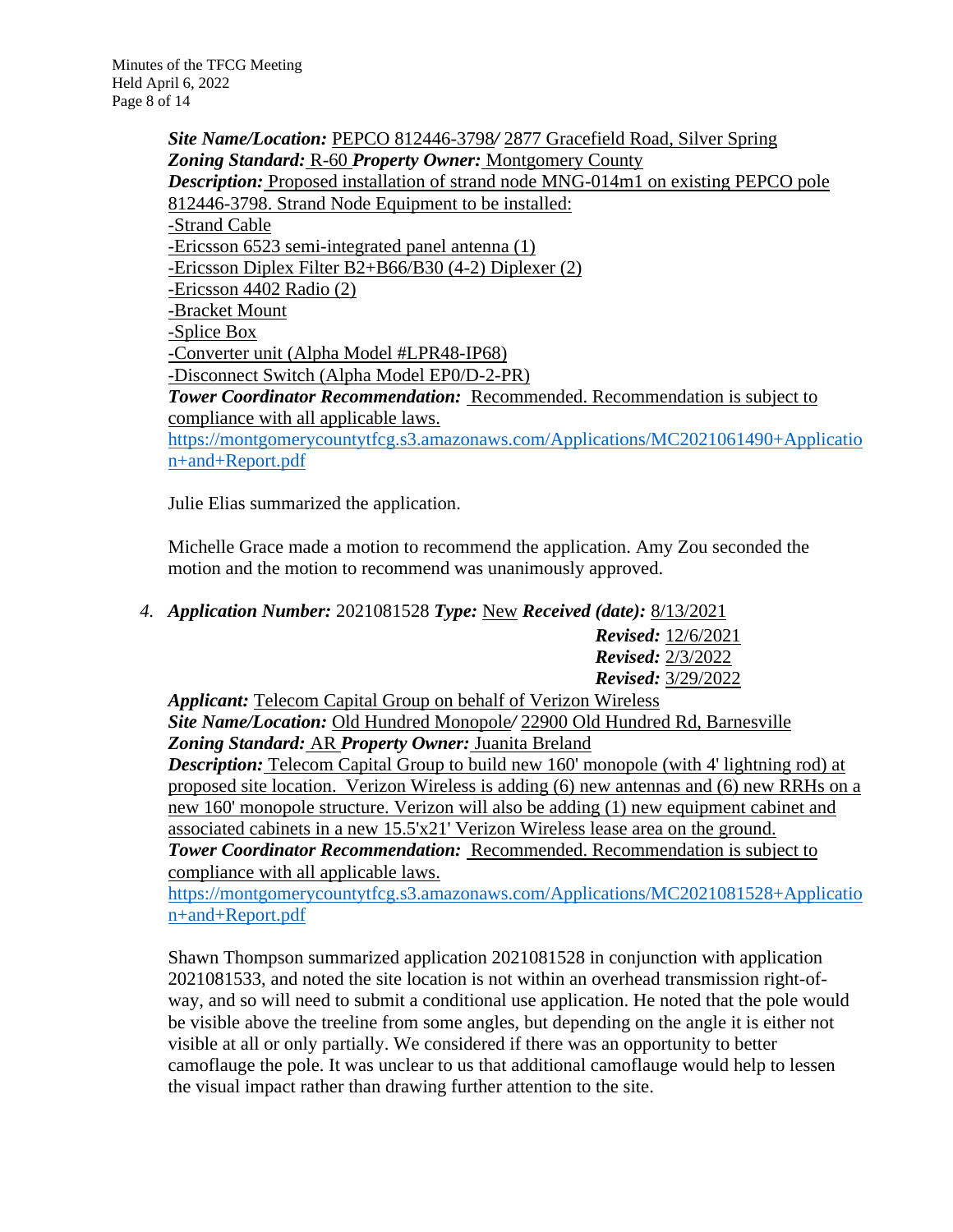***Site Name/Location:*** PEPCO 812446-3798/ 2877 Gracefield Road, Silver Spring
***Zoning Standard:*** R-60 ***Property Owner:*** Montgomery County
***Description:*** Proposed installation of strand node MNG-014m1 on existing PEPCO pole 812446-3798. Strand Node Equipment to be installed:
-Strand Cable
-Ericsson 6523 semi-integrated panel antenna (1)
-Ericsson Diplex Filter B2+B66/B30 (4-2) Diplexer (2)
-Ericsson 4402 Radio (2)
-Bracket Mount
-Splice Box
-Converter unit (Alpha Model #LPR48-IP68)
-Disconnect Switch (Alpha Model EP0/D-2-PR)
***Tower Coordinator Recommendation:*** Recommended. Recommendation is subject to compliance with all applicable laws.
https://montgomerycountytfcg.s3.amazonaws.com/Applications/MC2021061490+Application+and+Report.pdf

Julie Elias summarized the application.

Michelle Grace made a motion to recommend the application. Amy Zou seconded the motion and the motion to recommend was unanimously approved.

4. ***Application Number:*** 2021081528 ***Type:*** New ***Received (date):*** 8/13/2021
***Revised:*** 12/6/2021
***Revised:*** 2/3/2022
***Revised:*** 3/29/2022
***Applicant:*** Telecom Capital Group on behalf of Verizon Wireless
***Site Name/Location:*** Old Hundred Monopole/ 22900 Old Hundred Rd, Barnesville
***Zoning Standard:*** AR ***Property Owner:*** Juanita Breland
***Description:*** Telecom Capital Group to build new 160' monopole (with 4' lightning rod) at proposed site location. Verizon Wireless is adding (6) new antennas and (6) new RRHs on a new 160' monopole structure. Verizon will also be adding (1) new equipment cabinet and associated cabinets in a new 15.5'x21' Verizon Wireless lease area on the ground.
***Tower Coordinator Recommendation:*** Recommended. Recommendation is subject to compliance with all applicable laws.
https://montgomerycountytfcg.s3.amazonaws.com/Applications/MC2021081528+Application+and+Report.pdf

Shawn Thompson summarized application 2021081528 in conjunction with application 2021081533, and noted the site location is not within an overhead transmission right-of-way, and so will need to submit a conditional use application. He noted that the pole would be visible above the treeline from some angles, but depending on the angle it is either not visible at all or only partially. We considered if there was an opportunity to better camoflauge the pole. It was unclear to us that additional camoflauge would help to lessen the visual impact rather than drawing further attention to the site.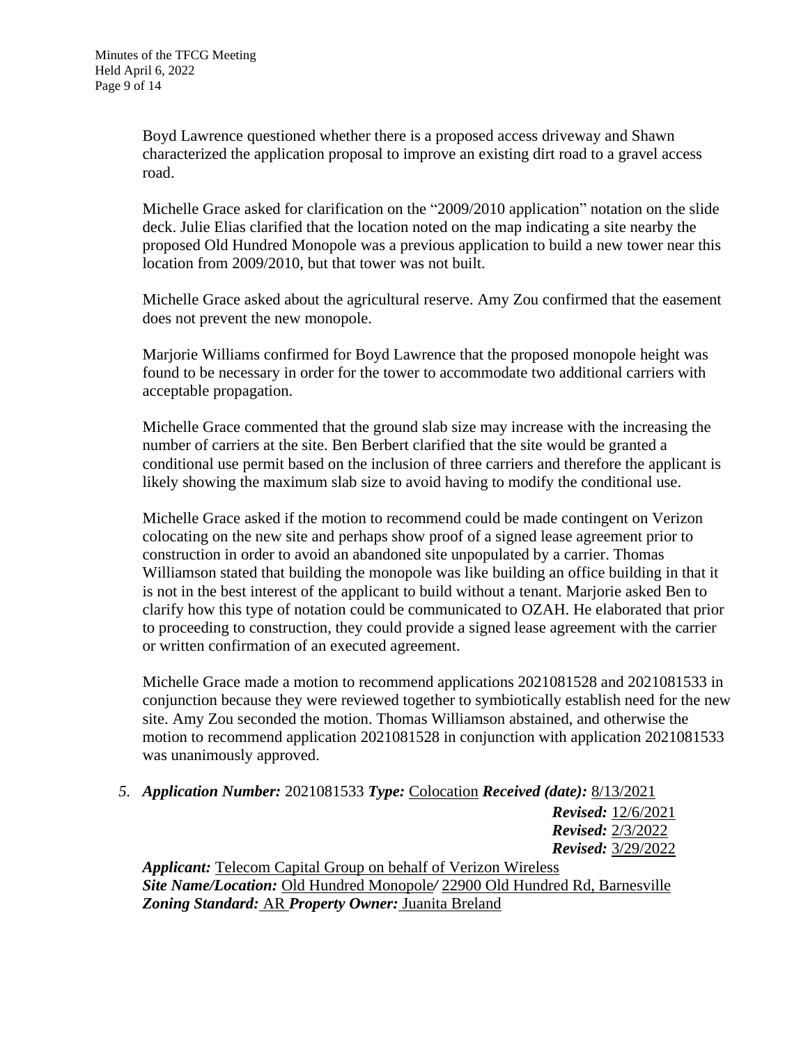Boyd Lawrence questioned whether there is a proposed access driveway and Shawn characterized the application proposal to improve an existing dirt road to a gravel access road.

Michelle Grace asked for clarification on the "2009/2010 application" notation on the slide deck. Julie Elias clarified that the location noted on the map indicating a site nearby the proposed Old Hundred Monopole was a previous application to build a new tower near this location from 2009/2010, but that tower was not built.

Michelle Grace asked about the agricultural reserve. Amy Zou confirmed that the easement does not prevent the new monopole.

Marjorie Williams confirmed for Boyd Lawrence that the proposed monopole height was found to be necessary in order for the tower to accommodate two additional carriers with acceptable propagation.

Michelle Grace commented that the ground slab size may increase with the increasing the number of carriers at the site. Ben Berbert clarified that the site would be granted a conditional use permit based on the inclusion of three carriers and therefore the applicant is likely showing the maximum slab size to avoid having to modify the conditional use.

Michelle Grace asked if the motion to recommend could be made contingent on Verizon colocating on the new site and perhaps show proof of a signed lease agreement prior to construction in order to avoid an abandoned site unpopulated by a carrier. Thomas Williamson stated that building the monopole was like building an office building in that it is not in the best interest of the applicant to build without a tenant. Marjorie asked Ben to clarify how this type of notation could be communicated to OZAH. He elaborated that prior to proceeding to construction, they could provide a signed lease agreement with the carrier or written confirmation of an executed agreement.

Michelle Grace made a motion to recommend applications 2021081528 and 2021081533 in conjunction because they were reviewed together to symbiotically establish need for the new site. Amy Zou seconded the motion. Thomas Williamson abstained, and otherwise the motion to recommend application 2021081528 in conjunction with application 2021081533 was unanimously approved.

5. ***Application Number:*** 2021081533 ***Type:*** Colocation ***Received (date):*** 8/13/2021
***Revised:*** 12/6/2021
***Revised:*** 2/3/2022
***Revised:*** 3/29/2022

***Applicant:*** Telecom Capital Group on behalf of Verizon Wireless
***Site Name/Location:*** Old Hundred Monopole/ 22900 Old Hundred Rd, Barnesville
***Zoning Standard:*** AR ***Property Owner:*** Juanita Breland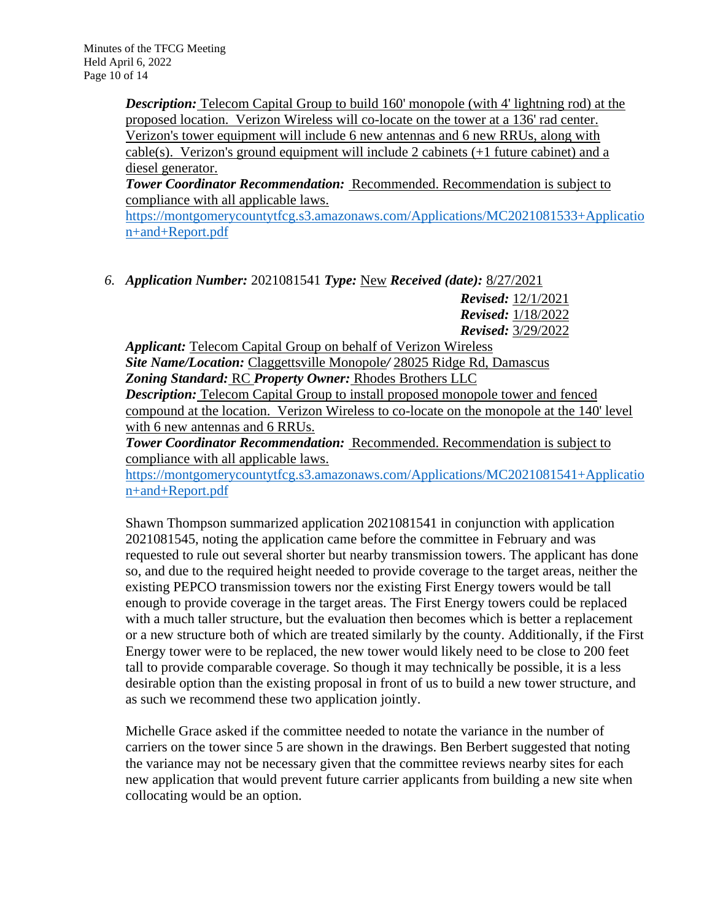***Description:*** Telecom Capital Group to build 160' monopole (with 4' lightning rod) at the proposed location. Verizon Wireless will co-locate on the tower at a 136' rad center. Verizon's tower equipment will include 6 new antennas and 6 new RRUs, along with cable(s). Verizon's ground equipment will include 2 cabinets (+1 future cabinet) and a diesel generator.
***Tower Coordinator Recommendation:*** Recommended. Recommendation is subject to compliance with all applicable laws.
https://montgomerycountytfcg.s3.amazonaws.com/Applications/MC2021081533+Application+and+Report.pdf

6. ***Application Number:*** 2021081541 ***Type:*** New ***Received (date):*** 8/27/2021
***Revised:*** 12/1/2021
***Revised:*** 1/18/2022
***Revised:*** 3/29/2022
***Applicant:*** Telecom Capital Group on behalf of Verizon Wireless
***Site Name/Location:*** Claggettsville Monopole/ 28025 Ridge Rd, Damascus
***Zoning Standard:*** RC ***Property Owner:*** Rhodes Brothers LLC
***Description:*** Telecom Capital Group to install proposed monopole tower and fenced compound at the location. Verizon Wireless to co-locate on the monopole at the 140' level with 6 new antennas and 6 RRUs.
***Tower Coordinator Recommendation:*** Recommended. Recommendation is subject to compliance with all applicable laws.
https://montgomerycountytfcg.s3.amazonaws.com/Applications/MC2021081541+Application+and+Report.pdf

Shawn Thompson summarized application 2021081541 in conjunction with application 2021081545, noting the application came before the committee in February and was requested to rule out several shorter but nearby transmission towers. The applicant has done so, and due to the required height needed to provide coverage to the target areas, neither the existing PEPCO transmission towers nor the existing First Energy towers would be tall enough to provide coverage in the target areas. The First Energy towers could be replaced with a much taller structure, but the evaluation then becomes which is better a replacement or a new structure both of which are treated similarly by the county. Additionally, if the First Energy tower were to be replaced, the new tower would likely need to be close to 200 feet tall to provide comparable coverage. So though it may technically be possible, it is a less desirable option than the existing proposal in front of us to build a new tower structure, and as such we recommend these two application jointly.

Michelle Grace asked if the committee needed to notate the variance in the number of carriers on the tower since 5 are shown in the drawings. Ben Berbert suggested that noting the variance may not be necessary given that the committee reviews nearby sites for each new application that would prevent future carrier applicants from building a new site when collocating would be an option.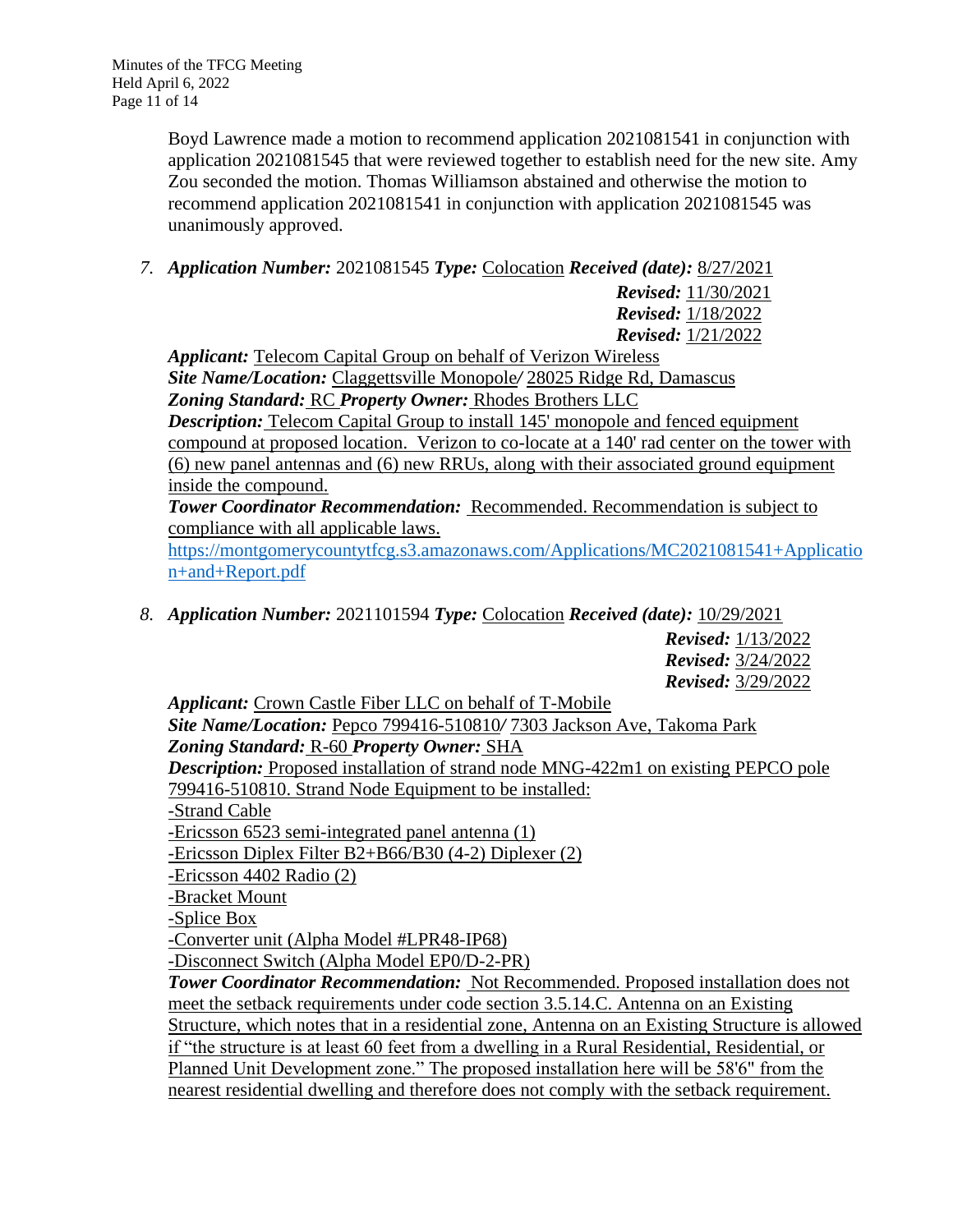Boyd Lawrence made a motion to recommend application 2021081541 in conjunction with application 2021081545 that were reviewed together to establish need for the new site. Amy Zou seconded the motion. Thomas Williamson abstained and otherwise the motion to recommend application 2021081541 in conjunction with application 2021081545 was unanimously approved.

7. ***Application Number:*** 2021081545 ***Type:*** Colocation ***Received (date):*** 8/27/2021
   ***Revised:*** 11/30/2021
   ***Revised:*** 1/18/2022
   ***Revised:*** 1/21/2022

   ***Applicant:*** Telecom Capital Group on behalf of Verizon Wireless
   ***Site Name/Location:*** Claggettsville Monopole/ 28025 Ridge Rd, Damascus
   ***Zoning Standard:*** RC ***Property Owner:*** Rhodes Brothers LLC
   ***Description:*** Telecom Capital Group to install 145' monopole and fenced equipment compound at proposed location. Verizon to co-locate at a 140' rad center on the tower with (6) new panel antennas and (6) new RRUs, along with their associated ground equipment inside the compound.
   ***Tower Coordinator Recommendation:*** Recommended. Recommendation is subject to compliance with all applicable laws.
   https://montgomerycountytfcg.s3.amazonaws.com/Applications/MC2021081541+Application+and+Report.pdf

8. ***Application Number:*** 2021101594 ***Type:*** Colocation ***Received (date):*** 10/29/2021
   ***Revised:*** 1/13/2022
   ***Revised:*** 3/24/2022
   ***Revised:*** 3/29/2022

   ***Applicant:*** Crown Castle Fiber LLC on behalf of T-Mobile
   ***Site Name/Location:*** Pepco 799416-510810/ 7303 Jackson Ave, Takoma Park
   ***Zoning Standard:*** R-60 ***Property Owner:*** SHA
   ***Description:*** Proposed installation of strand node MNG-422m1 on existing PEPCO pole 799416-510810. Strand Node Equipment to be installed:
   -Strand Cable
   -Ericsson 6523 semi-integrated panel antenna (1)
   -Ericsson Diplex Filter B2+B66/B30 (4-2) Diplexer (2)
   -Ericsson 4402 Radio (2)
   -Bracket Mount
   -Splice Box
   -Converter unit (Alpha Model #LPR48-IP68)
   -Disconnect Switch (Alpha Model EP0/D-2-PR)
   ***Tower Coordinator Recommendation:*** Not Recommended. Proposed installation does not meet the setback requirements under code section 3.5.14.C. Antenna on an Existing Structure, which notes that in a residential zone, Antenna on an Existing Structure is allowed if "the structure is at least 60 feet from a dwelling in a Rural Residential, Residential, or Planned Unit Development zone." The proposed installation here will be 58'6" from the nearest residential dwelling and therefore does not comply with the setback requirement.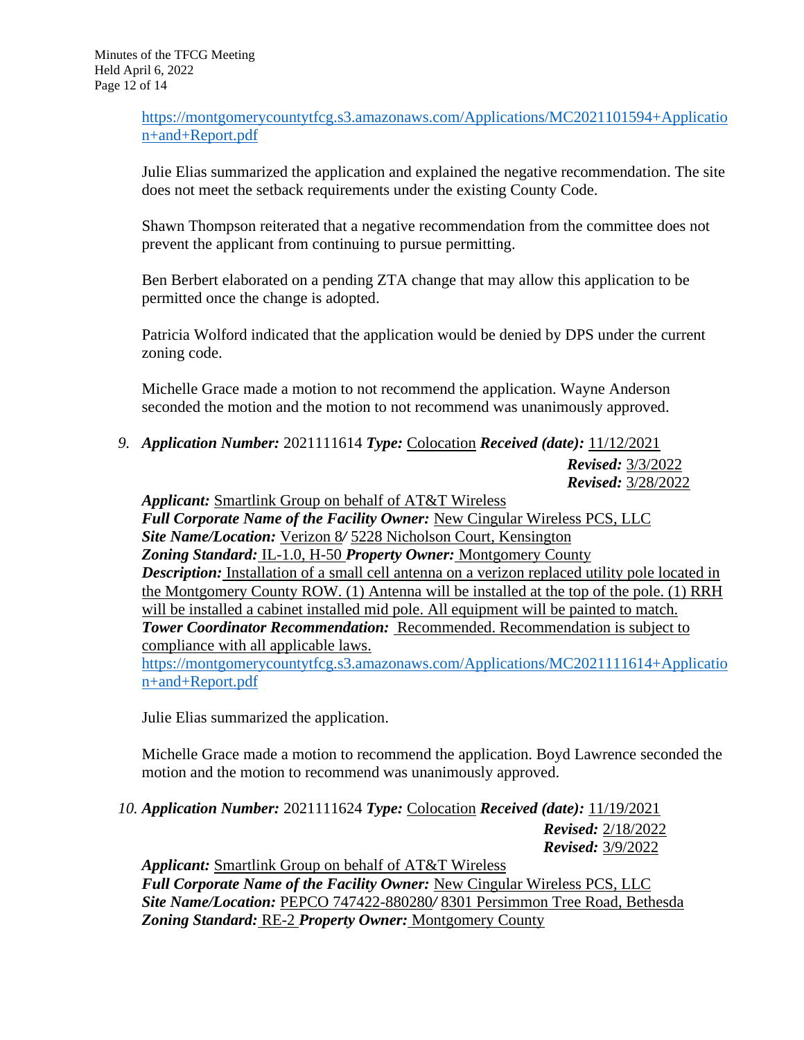https://montgomerycountytfcg.s3.amazonaws.com/Applications/MC2021101594+Application+and+Report.pdf

Julie Elias summarized the application and explained the negative recommendation. The site does not meet the setback requirements under the existing County Code.

Shawn Thompson reiterated that a negative recommendation from the committee does not prevent the applicant from continuing to pursue permitting.

Ben Berbert elaborated on a pending ZTA change that may allow this application to be permitted once the change is adopted.

Patricia Wolford indicated that the application would be denied by DPS under the current zoning code.

Michelle Grace made a motion to not recommend the application. Wayne Anderson seconded the motion and the motion to not recommend was unanimously approved.

9. ***Application Number:*** 2021111614 ***Type:*** Colocation ***Received (date):*** 11/12/2021
   ***Revised:*** 3/3/2022
   ***Revised:*** 3/28/2022

   ***Applicant:*** Smartlink Group on behalf of AT&T Wireless
   ***Full Corporate Name of the Facility Owner:*** New Cingular Wireless PCS, LLC
   ***Site Name/Location:*** Verizon 8/ 5228 Nicholson Court, Kensington
   ***Zoning Standard:*** IL-1.0, H-50 ***Property Owner:*** Montgomery County
   ***Description:*** Installation of a small cell antenna on a verizon replaced utility pole located in the Montgomery County ROW. (1) Antenna will be installed at the top of the pole. (1) RRH will be installed a cabinet installed mid pole. All equipment will be painted to match.
   ***Tower Coordinator Recommendation:*** Recommended. Recommendation is subject to compliance with all applicable laws.
   https://montgomerycountytfcg.s3.amazonaws.com/Applications/MC2021111614+Application+and+Report.pdf

   Julie Elias summarized the application.

   Michelle Grace made a motion to recommend the application. Boyd Lawrence seconded the motion and the motion to recommend was unanimously approved.

10. ***Application Number:*** 2021111624 ***Type:*** Colocation ***Received (date):*** 11/19/2021
    ***Revised:*** 2/18/2022
    ***Revised:*** 3/9/2022

    ***Applicant:*** Smartlink Group on behalf of AT&T Wireless
    ***Full Corporate Name of the Facility Owner:*** New Cingular Wireless PCS, LLC
    ***Site Name/Location:*** PEPCO 747422-880280/ 8301 Persimmon Tree Road, Bethesda
    ***Zoning Standard:*** RE-2 ***Property Owner:*** Montgomery County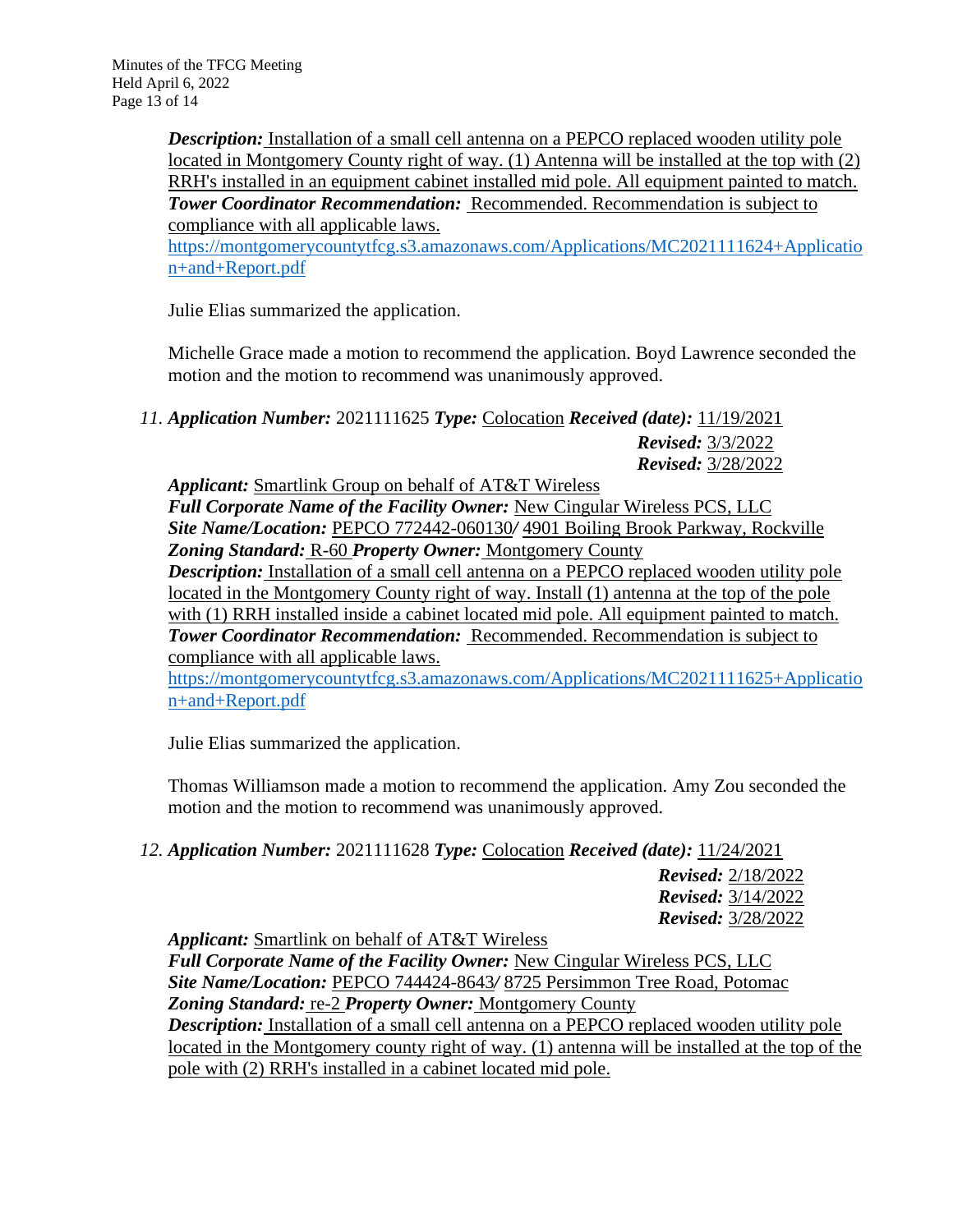***Description:*** Installation of a small cell antenna on a PEPCO replaced wooden utility pole located in Montgomery County right of way. (1) Antenna will be installed at the top with (2) RRH's installed in an equipment cabinet installed mid pole. All equipment painted to match.
***Tower Coordinator Recommendation:*** Recommended. Recommendation is subject to compliance with all applicable laws.
https://montgomerycountytfcg.s3.amazonaws.com/Applications/MC2021111624+Application+and+Report.pdf

Julie Elias summarized the application.

Michelle Grace made a motion to recommend the application. Boyd Lawrence seconded the motion and the motion to recommend was unanimously approved.

11. ***Application Number:*** 2021111625 ***Type:*** Colocation ***Received (date):*** 11/19/2021
***Revised:*** 3/3/2022
***Revised:*** 3/28/2022
***Applicant:*** Smartlink Group on behalf of AT&T Wireless
***Full Corporate Name of the Facility Owner:*** New Cingular Wireless PCS, LLC
***Site Name/Location:*** PEPCO 772442-060130/ 4901 Boiling Brook Parkway, Rockville
***Zoning Standard:*** R-60 ***Property Owner:*** Montgomery County
***Description:*** Installation of a small cell antenna on a PEPCO replaced wooden utility pole located in the Montgomery County right of way. Install (1) antenna at the top of the pole with (1) RRH installed inside a cabinet located mid pole. All equipment painted to match.
***Tower Coordinator Recommendation:*** Recommended. Recommendation is subject to compliance with all applicable laws.
https://montgomerycountytfcg.s3.amazonaws.com/Applications/MC2021111625+Application+and+Report.pdf

Julie Elias summarized the application.

Thomas Williamson made a motion to recommend the application. Amy Zou seconded the motion and the motion to recommend was unanimously approved.

12. ***Application Number:*** 2021111628 ***Type:*** Colocation ***Received (date):*** 11/24/2021
***Revised:*** 2/18/2022
***Revised:*** 3/14/2022
***Revised:*** 3/28/2022
***Applicant:*** Smartlink on behalf of AT&T Wireless
***Full Corporate Name of the Facility Owner:*** New Cingular Wireless PCS, LLC
***Site Name/Location:*** PEPCO 744424-8643/ 8725 Persimmon Tree Road, Potomac
***Zoning Standard:*** re-2 ***Property Owner:*** Montgomery County
***Description:*** Installation of a small cell antenna on a PEPCO replaced wooden utility pole located in the Montgomery county right of way. (1) antenna will be installed at the top of the pole with (2) RRH's installed in a cabinet located mid pole.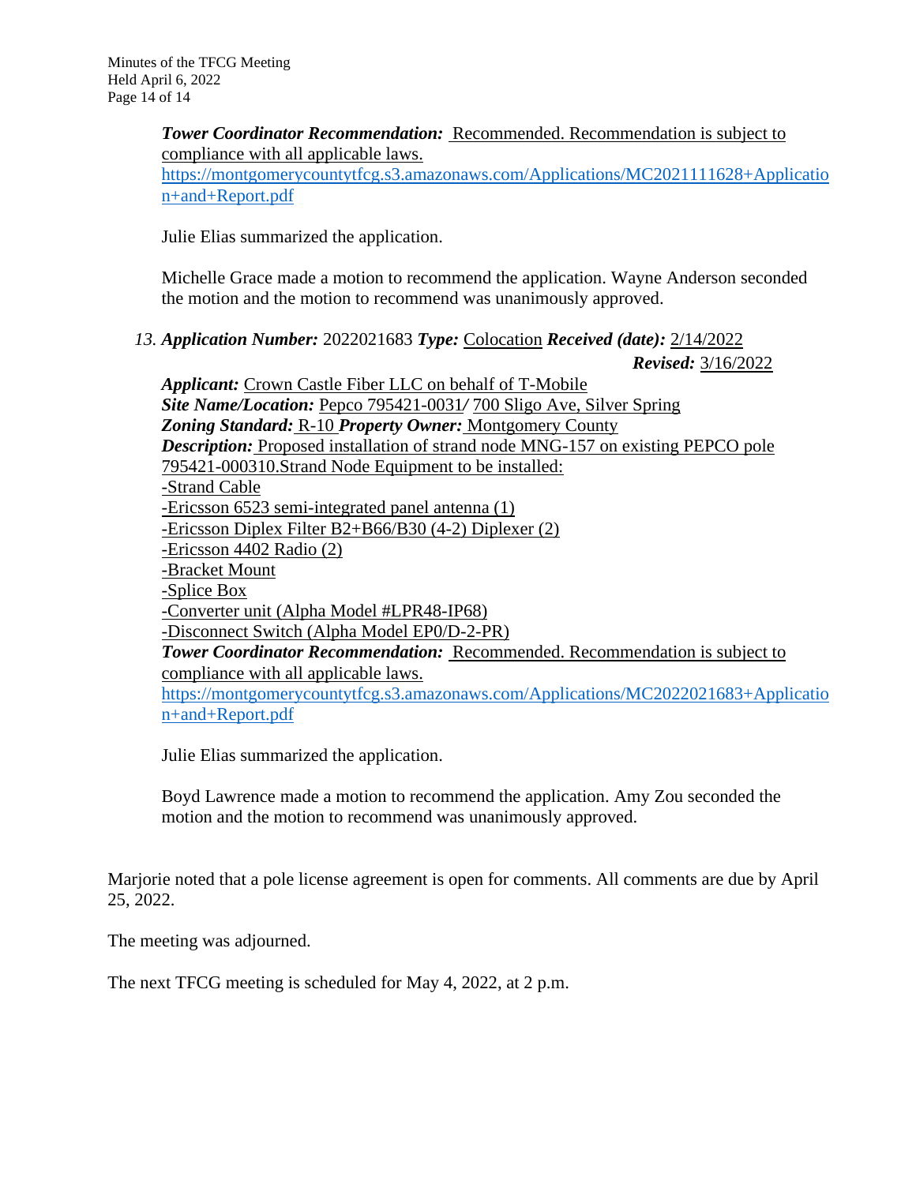***Tower Coordinator Recommendation:*** Recommended. Recommendation is subject to compliance with all applicable laws.
https://montgomerycountytfcg.s3.amazonaws.com/Applications/MC2021111628+Application+and+Report.pdf

Julie Elias summarized the application.

Michelle Grace made a motion to recommend the application. Wayne Anderson seconded the motion and the motion to recommend was unanimously approved.

13. ***Application Number:*** 2022021683 ***Type:*** Colocation ***Received (date):*** 2/14/2022
***Revised:*** 3/16/2022
***Applicant:*** Crown Castle Fiber LLC on behalf of T-Mobile
***Site Name/Location:*** Pepco 795421-0031*/* 700 Sligo Ave, Silver Spring
***Zoning Standard:*** R-10 ***Property Owner:*** Montgomery County
***Description:*** Proposed installation of strand node MNG-157 on existing PEPCO pole 795421-000310.Strand Node Equipment to be installed:
-Strand Cable
-Ericsson 6523 semi-integrated panel antenna (1)
-Ericsson Diplex Filter B2+B66/B30 (4-2) Diplexer (2)
-Ericsson 4402 Radio (2)
-Bracket Mount
-Splice Box
-Converter unit (Alpha Model #LPR48-IP68)
-Disconnect Switch (Alpha Model EP0/D-2-PR)
***Tower Coordinator Recommendation:*** Recommended. Recommendation is subject to compliance with all applicable laws.
https://montgomerycountytfcg.s3.amazonaws.com/Applications/MC2022021683+Application+and+Report.pdf

Julie Elias summarized the application.

Boyd Lawrence made a motion to recommend the application. Amy Zou seconded the motion and the motion to recommend was unanimously approved.

Marjorie noted that a pole license agreement is open for comments. All comments are due by April 25, 2022.

The meeting was adjourned.

The next TFCG meeting is scheduled for May 4, 2022, at 2 p.m.